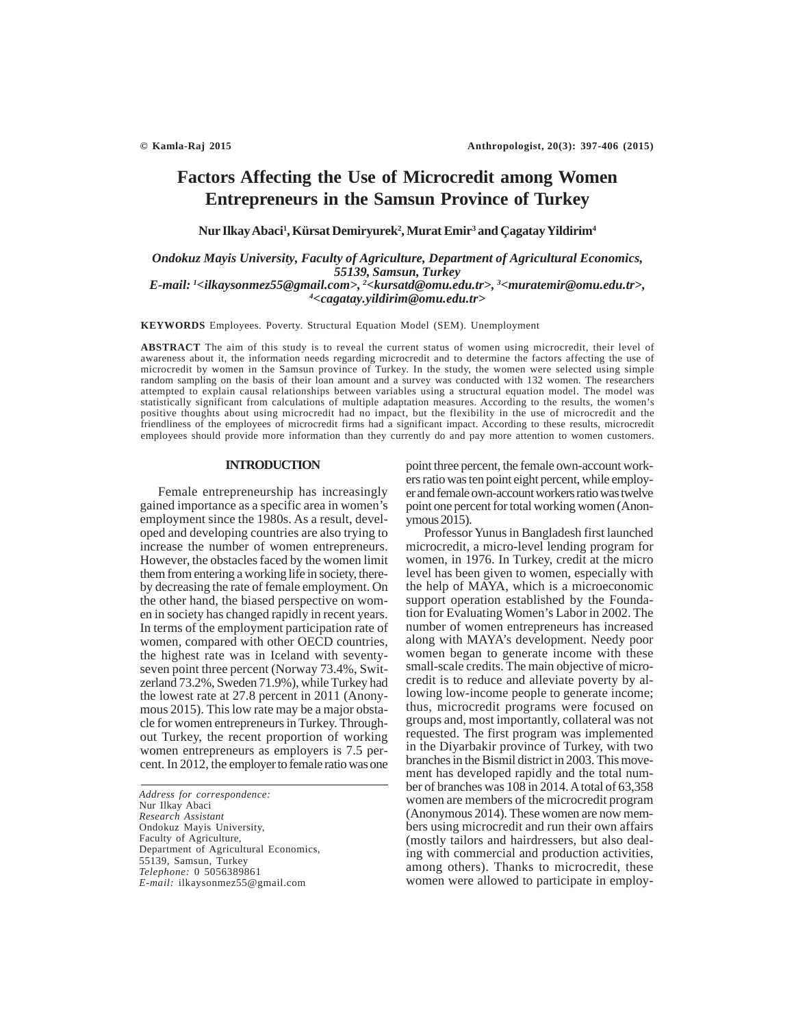# Factors Affecting the Use of Microcredit among Women Entrepreneurs in the Samsun Province of Turkey

**Nur Ilkay Abaci[1], Kürsat Demiryurek[2], Murat Emir[3] and Çagatay Yildirim[4]**

*Ondokuz Mayis University, Faculty of Agriculture, Department of Agricultural Economics, 55139, Samsun, Turkey*
*E-mail: [1]<ilkaysonmez55@gmail.com>, [2]<kursatd@omu.edu.tr>, [3]<muratemir@omu.edu.tr>, [4]<cagatay.yildirim@omu.edu.tr>*

**KEYWORDS** Employees. Poverty. Structural Equation Model (SEM). Unemployment

**ABSTRACT** The aim of this study is to reveal the current status of women using microcredit, their level of awareness about it, the information needs regarding microcredit and to determine the factors affecting the use of microcredit by women in the Samsun province of Turkey. In the study, the women were selected using simple random sampling on the basis of their loan amount and a survey was conducted with 132 women. The researchers attempted to explain causal relationships between variables using a structural equation model. The model was statistically significant from calculations of multiple adaptation measures. According to the results, the women's positive thoughts about using microcredit had no impact, but the flexibility in the use of microcredit and the friendliness of the employees of microcredit firms had a significant impact. According to these results, microcredit employees should provide more information than they currently do and pay more attention to women customers.

## INTRODUCTION

Female entrepreneurship has increasingly gained importance as a specific area in women's employment since the 1980s. As a result, developed and developing countries are also trying to increase the number of women entrepreneurs. However, the obstacles faced by the women limit them from entering a working life in society, thereby decreasing the rate of female employment. On the other hand, the biased perspective on women in society has changed rapidly in recent years. In terms of the employment participation rate of women, compared with other OECD countries, the highest rate was in Iceland with seventy-seven point three percent (Norway 73.4%, Switzerland 73.2%, Sweden 71.9%), while Turkey had the lowest rate at 27.8 percent in 2011 (Anonymous 2015). This low rate may be a major obstacle for women entrepreneurs in Turkey. Throughout Turkey, the recent proportion of working women entrepreneurs as employers is 7.5 percent. In 2012, the employer to female ratio was one point three percent, the female own-account workers ratio was ten point eight percent, while employer and female own-account workers ratio was twelve point one percent for total working women (Anonymous 2015).

Professor Yunus in Bangladesh first launched microcredit, a micro-level lending program for women, in 1976. In Turkey, credit at the micro level has been given to women, especially with the help of MAYA, which is a microeconomic support operation established by the Foundation for Evaluating Women's Labor in 2002. The number of women entrepreneurs has increased along with MAYA's development. Needy poor women began to generate income with these small-scale credits. The main objective of microcredit is to reduce and alleviate poverty by allowing low-income people to generate income; thus, microcredit programs were focused on groups and, most importantly, collateral was not requested. The first program was implemented in the Diyarbakir province of Turkey, with two branches in the Bismil district in 2003. This movement has developed rapidly and the total number of branches was 108 in 2014. A total of 63,358 women are members of the microcredit program (Anonymous 2014). These women are now members using microcredit and run their own affairs (mostly tailors and hairdressers, but also dealing with commercial and production activities, among others). Thanks to microcredit, these women were allowed to participate in employ-

*Address for correspondence:*
Nur Ilkay Abaci
*Research Assistant*
Ondokuz Mayis University,
Faculty of Agriculture,
Department of Agricultural Economics,
55139, Samsun, Turkey
*Telephone:* 0 5056389861
*E-mail:* ilkaysonmez55@gmail.com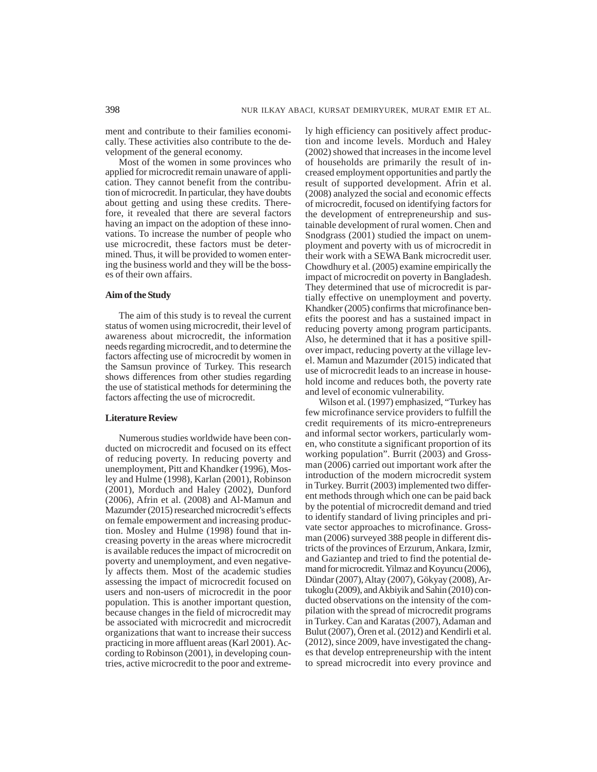ment and contribute to their families economically. These activities also contribute to the development of the general economy.

Most of the women in some provinces who applied for microcredit remain unaware of application. They cannot benefit from the contribution of microcredit. In particular, they have doubts about getting and using these credits. Therefore, it revealed that there are several factors having an impact on the adoption of these innovations. To increase the number of people who use microcredit, these factors must be determined. Thus, it will be provided to women entering the business world and they will be the bosses of their own affairs.

**Aim of the Study**

The aim of this study is to reveal the current status of women using microcredit, their level of awareness about microcredit, the information needs regarding microcredit, and to determine the factors affecting use of microcredit by women in the Samsun province of Turkey. This research shows differences from other studies regarding the use of statistical methods for determining the factors affecting the use of microcredit.

**Literature Review**

Numerous studies worldwide have been conducted on microcredit and focused on its effect of reducing poverty. In reducing poverty and unemployment, Pitt and Khandker (1996), Mosley and Hulme (1998), Karlan (2001), Robinson (2001), Morduch and Haley (2002), Dunford (2006), Afrin et al. (2008) and Al-Mamun and Mazumder (2015) researched microcredit's effects on female empowerment and increasing production. Mosley and Hulme (1998) found that increasing poverty in the areas where microcredit is available reduces the impact of microcredit on poverty and unemployment, and even negatively affects them. Most of the academic studies assessing the impact of microcredit focused on users and non-users of microcredit in the poor population. This is another important question, because changes in the field of microcredit may be associated with microcredit and microcredit organizations that want to increase their success practicing in more affluent areas (Karl 2001). According to Robinson (2001), in developing countries, active microcredit to the poor and extremely high efficiency can positively affect production and income levels. Morduch and Haley (2002) showed that increases in the income level of households are primarily the result of increased employment opportunities and partly the result of supported development. Afrin et al. (2008) analyzed the social and economic effects of microcredit, focused on identifying factors for the development of entrepreneurship and sustainable development of rural women. Chen and Snodgrass (2001) studied the impact on unemployment and poverty with us of microcredit in their work with a SEWA Bank microcredit user. Chowdhury et al. (2005) examine empirically the impact of microcredit on poverty in Bangladesh. They determined that use of microcredit is partially effective on unemployment and poverty. Khandker (2005) confirms that microfinance benefits the poorest and has a sustained impact in reducing poverty among program participants. Also, he determined that it has a positive spillover impact, reducing poverty at the village level. Mamun and Mazumder (2015) indicated that use of microcredit leads to an increase in household income and reduces both, the poverty rate and level of economic vulnerability.

Wilson et al. (1997) emphasized, "Turkey has few microfinance service providers to fulfill the credit requirements of its micro-entrepreneurs and informal sector workers, particularly women, who constitute a significant proportion of its working population". Burrit (2003) and Grossman (2006) carried out important work after the introduction of the modern microcredit system in Turkey. Burrit (2003) implemented two different methods through which one can be paid back by the potential of microcredit demand and tried to identify standard of living principles and private sector approaches to microfinance. Grossman (2006) surveyed 388 people in different districts of the provinces of Erzurum, Ankara, Izmir, and Gaziantep and tried to find the potential demand for microcredit. Yilmaz and Koyuncu (2006), Dündar (2007), Altay (2007), Gökyay (2008), Artukoglu (2009), and Akbiyik and Sahin (2010) conducted observations on the intensity of the compilation with the spread of microcredit programs in Turkey. Can and Karatas (2007), Adaman and Bulut (2007), Ören et al. (2012) and Kendirli et al. (2012), since 2009, have investigated the changes that develop entrepreneurship with the intent to spread microcredit into every province and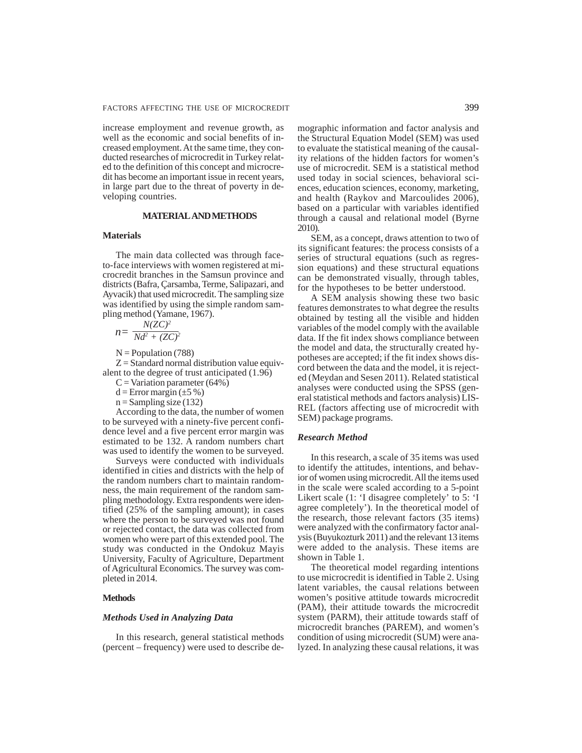increase employment and revenue growth, as well as the economic and social benefits of increased employment. At the same time, they conducted researches of microcredit in Turkey related to the definition of this concept and microcredit has become an important issue in recent years, in large part due to the threat of poverty in developing countries.

## MATERIAL AND METHODS

### Materials

The main data collected was through face-to-face interviews with women registered at microcredit branches in the Samsun province and districts (Bafra, Çarsamba, Terme, Salipazari, and Ayvacik) that used microcredit. The sampling size was identified by using the simple random sampling method (Yamane, 1967).

$$n = \frac{N(ZC)^2}{Nd^2 + (ZC)^2}$$

N = Population (788)

Z = Standard normal distribution value equivalent to the degree of trust anticipated (1.96)

C = Variation parameter (64%)

d = Error margin (±5 %)

n = Sampling size (132)

According to the data, the number of women to be surveyed with a ninety-five percent confidence level and a five percent error margin was estimated to be 132. A random numbers chart was used to identify the women to be surveyed.

Surveys were conducted with individuals identified in cities and districts with the help of the random numbers chart to maintain randomness, the main requirement of the random sampling methodology. Extra respondents were identified (25% of the sampling amount); in cases where the person to be surveyed was not found or rejected contact, the data was collected from women who were part of this extended pool. The study was conducted in the Ondokuz Mayis University, Faculty of Agriculture, Department of Agricultural Economics. The survey was completed in 2014.

### Methods

#### *Methods Used in Analyzing Data*

In this research, general statistical methods (percent – frequency) were used to describe demographic information and factor analysis and the Structural Equation Model (SEM) was used to evaluate the statistical meaning of the causality relations of the hidden factors for women's use of microcredit. SEM is a statistical method used today in social sciences, behavioral sciences, education sciences, economy, marketing, and health (Raykov and Marcoulides 2006), based on a particular with variables identified through a causal and relational model (Byrne 2010).

SEM, as a concept, draws attention to two of its significant features: the process consists of a series of structural equations (such as regression equations) and these structural equations can be demonstrated visually, through tables, for the hypotheses to be better understood.

A SEM analysis showing these two basic features demonstrates to what degree the results obtained by testing all the visible and hidden variables of the model comply with the available data. If the fit index shows compliance between the model and data, the structurally created hypotheses are accepted; if the fit index shows discord between the data and the model, it is rejected (Meydan and Sesen 2011). Related statistical analyses were conducted using the SPSS (general statistical methods and factors analysis) LISREL (factors affecting use of microcredit with SEM) package programs.

#### *Research Method*

In this research, a scale of 35 items was used to identify the attitudes, intentions, and behavior of women using microcredit. All the items used in the scale were scaled according to a 5-point Likert scale (1: 'I disagree completely' to 5: 'I agree completely'). In the theoretical model of the research, those relevant factors (35 items) were analyzed with the confirmatory factor analysis (Buyukozturk 2011) and the relevant 13 items were added to the analysis. These items are shown in Table 1.

The theoretical model regarding intentions to use microcredit is identified in Table 2. Using latent variables, the causal relations between women's positive attitude towards microcredit (PAM), their attitude towards the microcredit system (PARM), their attitude towards staff of microcredit branches (PAREM), and women's condition of using microcredit (SUM) were analyzed. In analyzing these causal relations, it was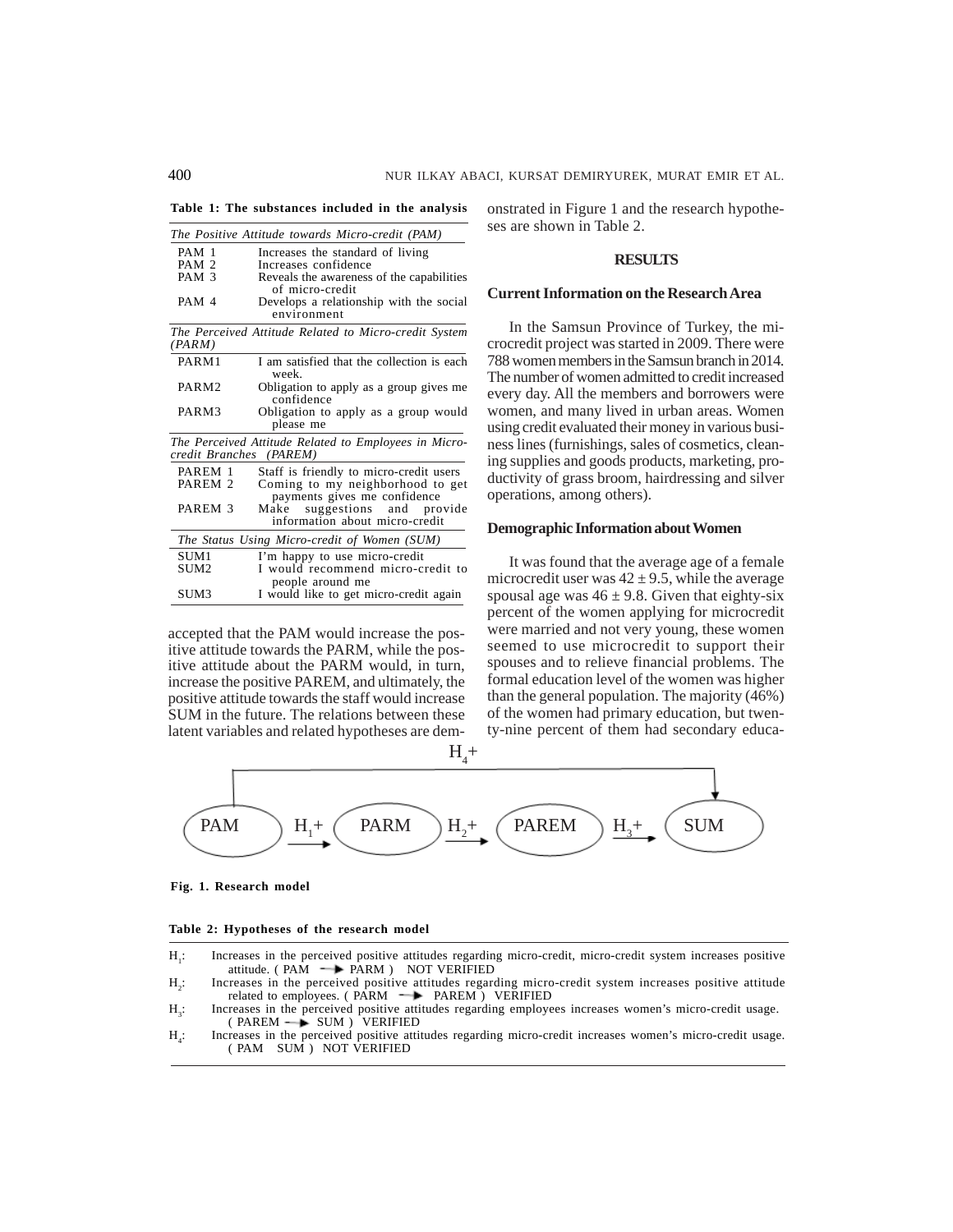**Table 1: The substances included in the analysis**

| | |
|---|---|
| *The Positive Attitude towards Micro-credit (PAM)* | |
| PAM 1 | Increases the standard of living |
| PAM 2 | Increases confidence |
| PAM 3 | Reveals the awareness of the capabilities of micro-credit |
| PAM 4 | Develops a relationship with the social environment |
| *The Perceived Attitude Related to Micro-credit System (PARM)* | |
| PARM1 | I am satisfied that the collection is each week. |
| PARM2 | Obligation to apply as a group gives me confidence |
| PARM3 | Obligation to apply as a group would please me |
| *The Perceived Attitude Related to Employees in Micro-credit Branches (PAREM)* | |
| PAREM 1 | Staff is friendly to micro-credit users |
| PAREM 2 | Coming to my neighborhood to get payments gives me confidence |
| PAREM 3 | Make suggestions and provide information about micro-credit |
| *The Status Using Micro-credit of Women (SUM)* | |
| SUM1 | I'm happy to use micro-credit |
| SUM2 | I would recommend micro-credit to people around me |
| SUM3 | I would like to get micro-credit again |

accepted that the PAM would increase the positive attitude towards the PARM, while the positive attitude about the PARM would, in turn, increase the positive PAREM, and ultimately, the positive attitude towards the staff would increase SUM in the future. The relations between these latent variables and related hypotheses are demonstrated in Figure 1 and the research hypotheses are shown in Table 2.

## RESULTS

### Current Information on the Research Area

In the Samsun Province of Turkey, the microcredit project was started in 2009. There were 788 women members in the Samsun branch in 2014. The number of women admitted to credit increased every day. All the members and borrowers were women, and many lived in urban areas. Women using credit evaluated their money in various business lines (furnishings, sales of cosmetics, cleaning supplies and goods products, marketing, productivity of grass broom, hairdressing and silver operations, among others).

### Demographic Information about Women

It was found that the average age of a female microcredit user was $42 \pm 9.5$, while the average spousal age was $46 \pm 9.8$. Given that eighty-six percent of the women applying for microcredit were married and not very young, these women seemed to use microcredit to support their spouses and to relieve financial problems. The formal education level of the women was higher than the general population. The majority (46%) of the women had primary education, but twenty-nine percent of them had secondary educa-

PAM → ($H_1$+) PARM → ($H_2$+) PAREM → ($H_3$+) SUM; PAM → ($H_4$+) SUM

**Fig. 1. Research model**

**Table 2: Hypotheses of the research model**

| | |
|---|---|
| $H_1$: | Increases in the perceived positive attitudes regarding micro-credit, micro-credit system increases positive attitude. ( PAM → PARM ) NOT VERIFIED |
| $H_2$: | Increases in the perceived positive attitudes regarding micro-credit system increases positive attitude related to employees. ( PARM → PAREM ) VERIFIED |
| $H_3$: | Increases in the perceived positive attitudes regarding employees increases women's micro-credit usage. ( PAREM → SUM ) VERIFIED |
| $H_4$: | Increases in the perceived positive attitudes regarding micro-credit increases women's micro-credit usage. ( PAM SUM ) NOT VERIFIED |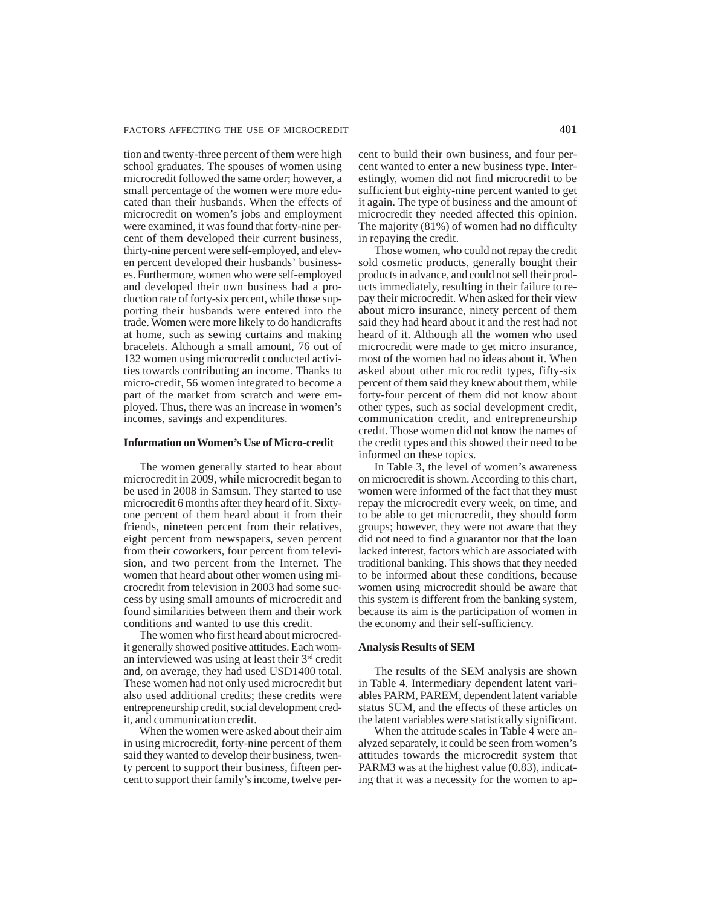tion and twenty-three percent of them were high school graduates. The spouses of women using microcredit followed the same order; however, a small percentage of the women were more educated than their husbands. When the effects of microcredit on women's jobs and employment were examined, it was found that forty-nine percent of them developed their current business, thirty-nine percent were self-employed, and eleven percent developed their husbands' businesses. Furthermore, women who were self-employed and developed their own business had a production rate of forty-six percent, while those supporting their husbands were entered into the trade. Women were more likely to do handicrafts at home, such as sewing curtains and making bracelets. Although a small amount, 76 out of 132 women using microcredit conducted activities towards contributing an income. Thanks to micro-credit, 56 women integrated to become a part of the market from scratch and were employed. Thus, there was an increase in women's incomes, savings and expenditures.

**Information on Women's Use of Micro-credit**

The women generally started to hear about microcredit in 2009, while microcredit began to be used in 2008 in Samsun. They started to use microcredit 6 months after they heard of it. Sixty-one percent of them heard about it from their friends, nineteen percent from their relatives, eight percent from newspapers, seven percent from their coworkers, four percent from television, and two percent from the Internet. The women that heard about other women using microcredit from television in 2003 had some success by using small amounts of microcredit and found similarities between them and their work conditions and wanted to use this credit.

The women who first heard about microcredit generally showed positive attitudes. Each woman interviewed was using at least their 3rd credit and, on average, they had used USD1400 total. These women had not only used microcredit but also used additional credits; these credits were entrepreneurship credit, social development credit, and communication credit.

When the women were asked about their aim in using microcredit, forty-nine percent of them said they wanted to develop their business, twenty percent to support their business, fifteen percent to support their family's income, twelve percent to build their own business, and four percent wanted to enter a new business type. Interestingly, women did not find microcredit to be sufficient but eighty-nine percent wanted to get it again. The type of business and the amount of microcredit they needed affected this opinion. The majority (81%) of women had no difficulty in repaying the credit.

Those women, who could not repay the credit sold cosmetic products, generally bought their products in advance, and could not sell their products immediately, resulting in their failure to repay their microcredit. When asked for their view about micro insurance, ninety percent of them said they had heard about it and the rest had not heard of it. Although all the women who used microcredit were made to get micro insurance, most of the women had no ideas about it. When asked about other microcredit types, fifty-six percent of them said they knew about them, while forty-four percent of them did not know about other types, such as social development credit, communication credit, and entrepreneurship credit. Those women did not know the names of the credit types and this showed their need to be informed on these topics.

In Table 3, the level of women's awareness on microcredit is shown. According to this chart, women were informed of the fact that they must repay the microcredit every week, on time, and to be able to get microcredit, they should form groups; however, they were not aware that they did not need to find a guarantor nor that the loan lacked interest, factors which are associated with traditional banking. This shows that they needed to be informed about these conditions, because women using microcredit should be aware that this system is different from the banking system, because its aim is the participation of women in the economy and their self-sufficiency.

**Analysis Results of SEM**

The results of the SEM analysis are shown in Table 4. Intermediary dependent latent variables PARM, PAREM, dependent latent variable status SUM, and the effects of these articles on the latent variables were statistically significant.

When the attitude scales in Table 4 were analyzed separately, it could be seen from women's attitudes towards the microcredit system that PARM3 was at the highest value (0.83), indicating that it was a necessity for the women to ap-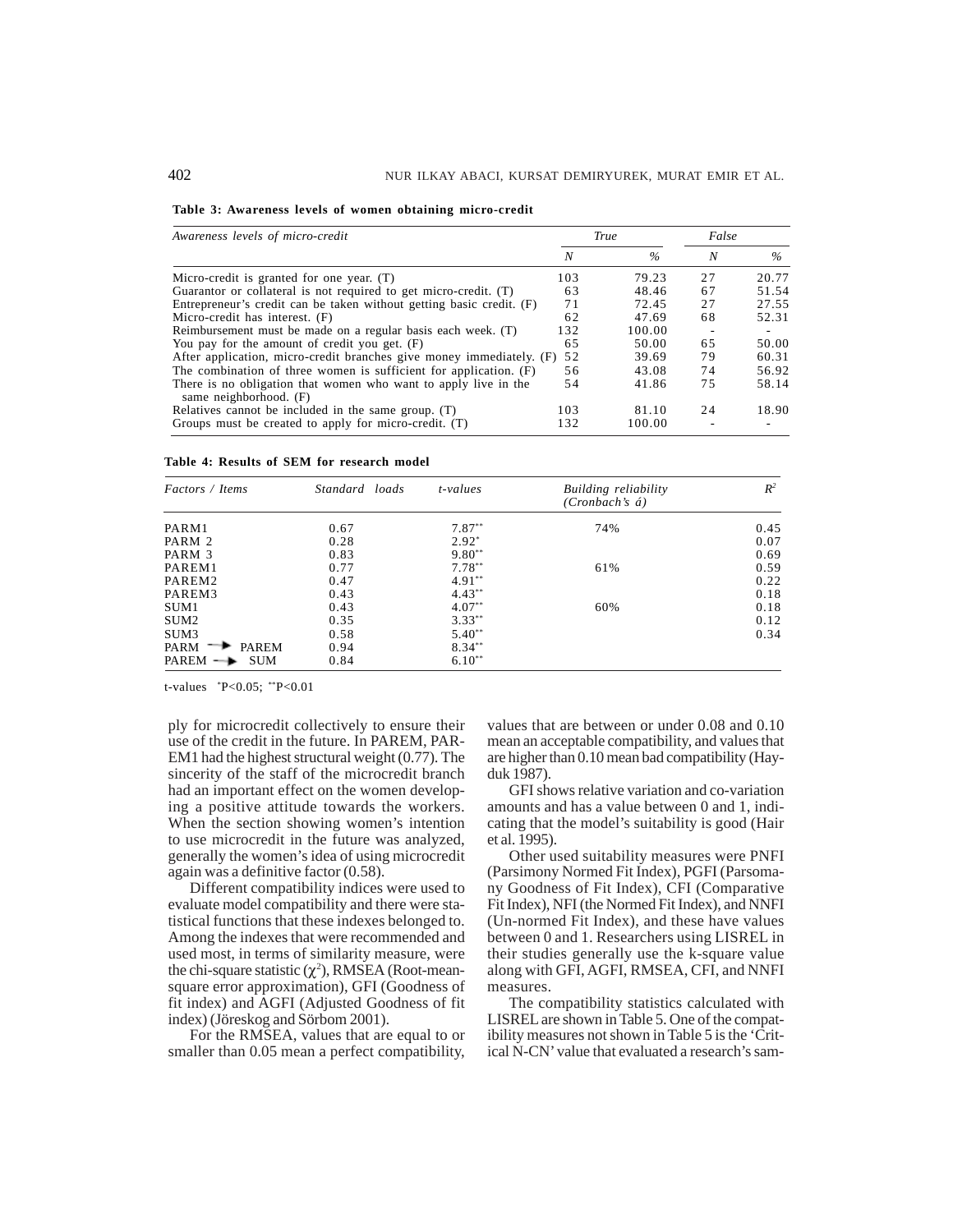**Table 3: Awareness levels of women obtaining micro-credit**

| *Awareness levels of micro-credit* | *True* | | *False* | |
|---|---|---|---|---|
| | *N* | *%* | *N* | *%* |
| Micro-credit is granted for one year. (T) | 103 | 79.23 | 27 | 20.77 |
| Guarantor or collateral is not required to get micro-credit. (T) | 63 | 48.46 | 67 | 51.54 |
| Entrepreneur's credit can be taken without getting basic credit. (F) | 71 | 72.45 | 27 | 27.55 |
| Micro-credit has interest. (F) | 62 | 47.69 | 68 | 52.31 |
| Reimbursement must be made on a regular basis each week. (T) | 132 | 100.00 | - | - |
| You pay for the amount of credit you get. (F) | 65 | 50.00 | 65 | 50.00 |
| After application, micro-credit branches give money immediately. (F) | 52 | 39.69 | 79 | 60.31 |
| The combination of three women is sufficient for application. (F) | 56 | 43.08 | 74 | 56.92 |
| There is no obligation that women who want to apply live in the same neighborhood. (F) | 54 | 41.86 | 75 | 58.14 |
| Relatives cannot be included in the same group. (T) | 103 | 81.10 | 24 | 18.90 |
| Groups must be created to apply for micro-credit. (T) | 132 | 100.00 | - | - |

**Table 4: Results of SEM for research model**

| *Factors / Items* | *Standard loads* | *t-values* | *Building reliability (Cronbach's á)* | $R^2$ |
|---|---|---|---|---|
| PARM1 | 0.67 | 7.87** | 74% | 0.45 |
| PARM 2 | 0.28 | 2.92* | | 0.07 |
| PARM 3 | 0.83 | 9.80** | | 0.69 |
| PAREM1 | 0.77 | 7.78** | 61% | 0.59 |
| PAREM2 | 0.47 | 4.91** | | 0.22 |
| PAREM3 | 0.43 | 4.43** | | 0.18 |
| SUM1 | 0.43 | 4.07** | 60% | 0.18 |
| SUM2 | 0.35 | 3.33** | | 0.12 |
| SUM3 | 0.58 | 5.40** | | 0.34 |
| PARM → PAREM | 0.94 | 8.34** | | |
| PAREM → SUM | 0.84 | 6.10** | | |

t-values *P<0.05; **P<0.01

ply for microcredit collectively to ensure their use of the credit in the future. In PAREM, PAREM1 had the highest structural weight (0.77). The sincerity of the staff of the microcredit branch had an important effect on the women developing a positive attitude towards the workers. When the section showing women's intention to use microcredit in the future was analyzed, generally the women's idea of using microcredit again was a definitive factor (0.58).

Different compatibility indices were used to evaluate model compatibility and there were statistical functions that these indexes belonged to. Among the indexes that were recommended and used most, in terms of similarity measure, were the chi-square statistic ($\chi^2$), RMSEA (Root-mean-square error approximation), GFI (Goodness of fit index) and AGFI (Adjusted Goodness of fit index) (Jöreskog and Sörbom 2001).

For the RMSEA, values that are equal to or smaller than 0.05 mean a perfect compatibility, values that are between or under 0.08 and 0.10 mean an acceptable compatibility, and values that are higher than 0.10 mean bad compatibility (Hayduk 1987).

GFI shows relative variation and co-variation amounts and has a value between 0 and 1, indicating that the model's suitability is good (Hair et al. 1995).

Other used suitability measures were PNFI (Parsimony Normed Fit Index), PGFI (Parsomany Goodness of Fit Index), CFI (Comparative Fit Index), NFI (the Normed Fit Index), and NNFI (Un-normed Fit Index), and these have values between 0 and 1. Researchers using LISREL in their studies generally use the k-square value along with GFI, AGFI, RMSEA, CFI, and NNFI measures.

The compatibility statistics calculated with LISREL are shown in Table 5. One of the compatibility measures not shown in Table 5 is the 'Critical N-CN' value that evaluated a research's sam-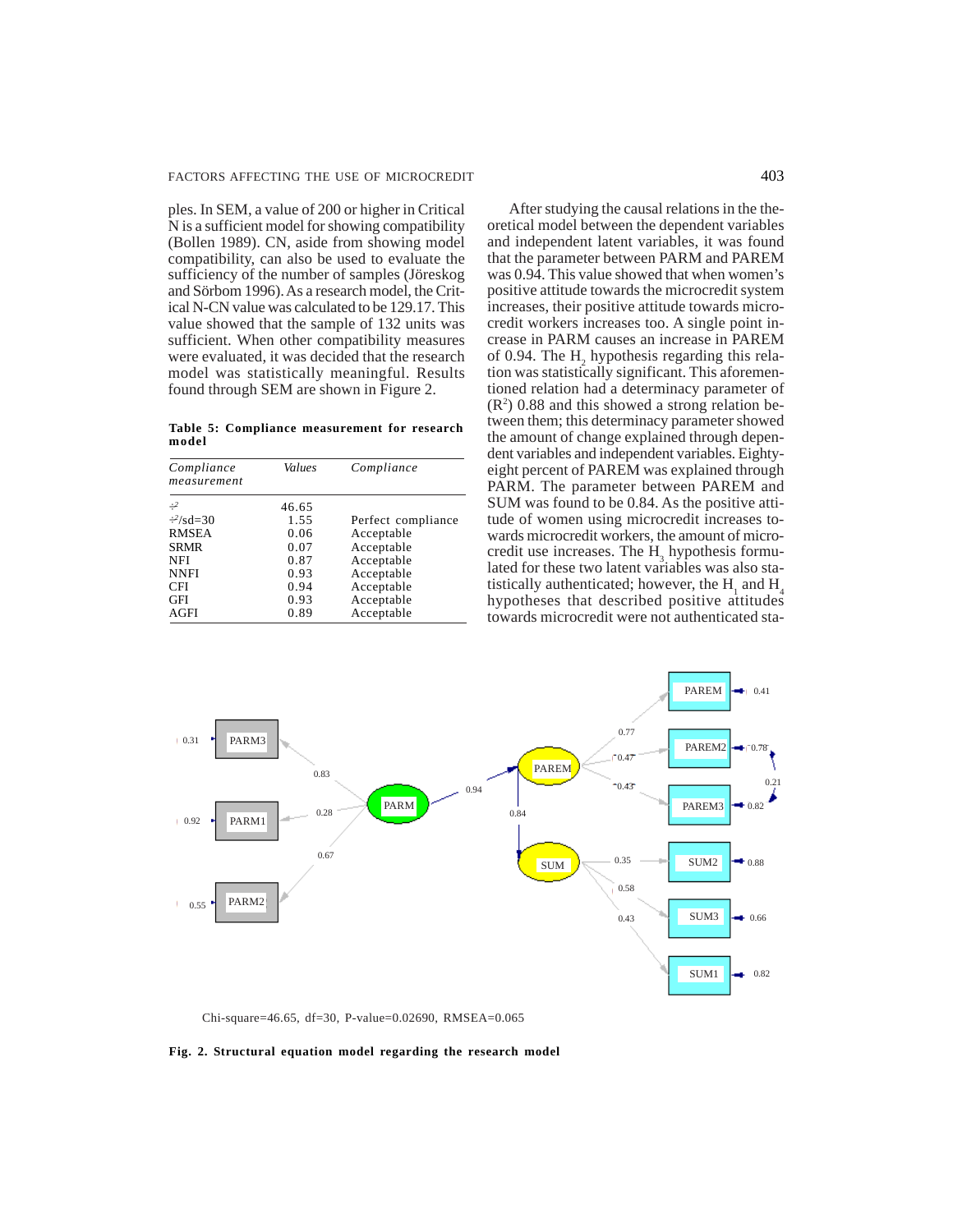ples. In SEM, a value of 200 or higher in Critical N is a sufficient model for showing compatibility (Bollen 1989). CN, aside from showing model compatibility, can also be used to evaluate the sufficiency of the number of samples (Jöreskog and Sörbom 1996). As a research model, the Critical N-CN value was calculated to be 129.17. This value showed that the sample of 132 units was sufficient. When other compatibility measures were evaluated, it was decided that the research model was statistically meaningful. Results found through SEM are shown in Figure 2.

**Table 5: Compliance measurement for research model**

| *Compliance measurement* | *Values* | *Compliance* |
|---|---|---|
| $\chi^2$ | 46.65 | |
| $\chi^2$/sd=30 | 1.55 | Perfect compliance |
| RMSEA | 0.06 | Acceptable |
| SRMR | 0.07 | Acceptable |
| NFI | 0.87 | Acceptable |
| NNFI | 0.93 | Acceptable |
| CFI | 0.94 | Acceptable |
| GFI | 0.93 | Acceptable |
| AGFI | 0.89 | Acceptable |

After studying the causal relations in the theoretical model between the dependent variables and independent latent variables, it was found that the parameter between PARM and PAREM was 0.94. This value showed that when women's positive attitude towards the microcredit system increases, their positive attitude towards microcredit workers increases too. A single point increase in PARM causes an increase in PAREM of 0.94. The $H_2$ hypothesis regarding this relation was statistically significant. This aforementioned relation had a determinacy parameter of ($R^2$) 0.88 and this showed a strong relation between them; this determinacy parameter showed the amount of change explained through dependent variables and independent variables. Eighty-eight percent of PAREM was explained through PARM. The parameter between PAREM and SUM was found to be 0.84. As the positive attitude of women using microcredit increases towards microcredit workers, the amount of microcredit use increases. The $H_3$ hypothesis formulated for these two latent variables was also statistically authenticated; however, the $H_1$ and $H_4$ hypotheses that described positive attitudes towards microcredit were not authenticated sta-

Chi-square=46.65, df=30, P-value=0.02690, RMSEA=0.065

**Fig. 2. Structural equation model regarding the research model**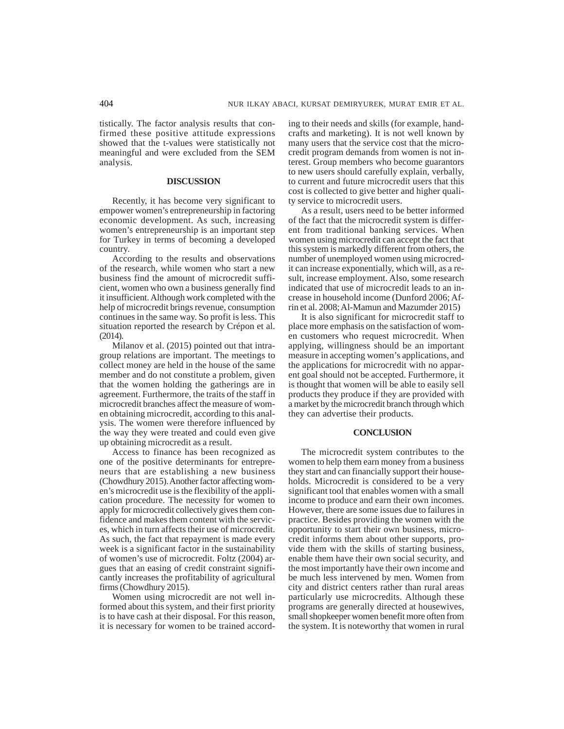tistically. The factor analysis results that confirmed these positive attitude expressions showed that the t-values were statistically not meaningful and were excluded from the SEM analysis.

## DISCUSSION

Recently, it has become very significant to empower women's entrepreneurship in factoring economic development. As such, increasing women's entrepreneurship is an important step for Turkey in terms of becoming a developed country.

According to the results and observations of the research, while women who start a new business find the amount of microcredit sufficient, women who own a business generally find it insufficient. Although work completed with the help of microcredit brings revenue, consumption continues in the same way. So profit is less. This situation reported the research by Crépon et al. (2014).

Milanov et al. (2015) pointed out that intragroup relations are important. The meetings to collect money are held in the house of the same member and do not constitute a problem, given that the women holding the gatherings are in agreement. Furthermore, the traits of the staff in microcredit branches affect the measure of women obtaining microcredit, according to this analysis. The women were therefore influenced by the way they were treated and could even give up obtaining microcredit as a result.

Access to finance has been recognized as one of the positive determinants for entrepreneurs that are establishing a new business (Chowdhury 2015). Another factor affecting women's microcredit use is the flexibility of the application procedure. The necessity for women to apply for microcredit collectively gives them confidence and makes them content with the services, which in turn affects their use of microcredit. As such, the fact that repayment is made every week is a significant factor in the sustainability of women's use of microcredit. Foltz (2004) argues that an easing of credit constraint significantly increases the profitability of agricultural firms (Chowdhury 2015).

Women using microcredit are not well informed about this system, and their first priority is to have cash at their disposal. For this reason, it is necessary for women to be trained according to their needs and skills (for example, handcrafts and marketing). It is not well known by many users that the service cost that the microcredit program demands from women is not interest. Group members who become guarantors to new users should carefully explain, verbally, to current and future microcredit users that this cost is collected to give better and higher quality service to microcredit users.

As a result, users need to be better informed of the fact that the microcredit system is different from traditional banking services. When women using microcredit can accept the fact that this system is markedly different from others, the number of unemployed women using microcredit can increase exponentially, which will, as a result, increase employment. Also, some research indicated that use of microcredit leads to an increase in household income (Dunford 2006; Afrin et al. 2008; Al-Mamun and Mazumder 2015)

It is also significant for microcredit staff to place more emphasis on the satisfaction of women customers who request microcredit. When applying, willingness should be an important measure in accepting women's applications, and the applications for microcredit with no apparent goal should not be accepted. Furthermore, it is thought that women will be able to easily sell products they produce if they are provided with a market by the microcredit branch through which they can advertise their products.

## CONCLUSION

The microcredit system contributes to the women to help them earn money from a business they start and can financially support their households. Microcredit is considered to be a very significant tool that enables women with a small income to produce and earn their own incomes. However, there are some issues due to failures in practice. Besides providing the women with the opportunity to start their own business, microcredit informs them about other supports, provide them with the skills of starting business, enable them have their own social security, and the most importantly have their own income and be much less intervened by men. Women from city and district centers rather than rural areas particularly use microcredits. Although these programs are generally directed at housewives, small shopkeeper women benefit more often from the system. It is noteworthy that women in rural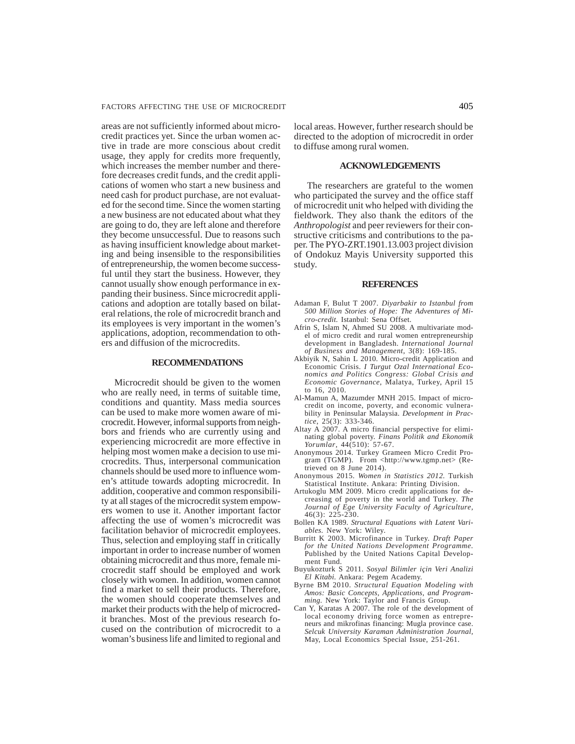areas are not sufficiently informed about microcredit practices yet. Since the urban women active in trade are more conscious about credit usage, they apply for credits more frequently, which increases the member number and therefore decreases credit funds, and the credit applications of women who start a new business and need cash for product purchase, are not evaluated for the second time. Since the women starting a new business are not educated about what they are going to do, they are left alone and therefore they become unsuccessful. Due to reasons such as having insufficient knowledge about marketing and being insensible to the responsibilities of entrepreneurship, the women become successful until they start the business. However, they cannot usually show enough performance in expanding their business. Since microcredit applications and adoption are totally based on bilateral relations, the role of microcredit branch and its employees is very important in the women's applications, adoption, recommendation to others and diffusion of the microcredits.

## RECOMMENDATIONS

Microcredit should be given to the women who are really need, in terms of suitable time, conditions and quantity. Mass media sources can be used to make more women aware of microcredit. However, informal supports from neighbors and friends who are currently using and experiencing microcredit are more effective in helping most women make a decision to use microcredits. Thus, interpersonal communication channels should be used more to influence women's attitude towards adopting microcredit. In addition, cooperative and common responsibility at all stages of the microcredit system empowers women to use it. Another important factor affecting the use of women's microcredit was facilitation behavior of microcredit employees. Thus, selection and employing staff in critically important in order to increase number of women obtaining microcredit and thus more, female microcredit staff should be employed and work closely with women. In addition, women cannot find a market to sell their products. Therefore, the women should cooperate themselves and market their products with the help of microcredit branches. Most of the previous research focused on the contribution of microcredit to a woman's business life and limited to regional and local areas. However, further research should be directed to the adoption of microcredit in order to diffuse among rural women.

## ACKNOWLEDGEMENTS

The researchers are grateful to the women who participated the survey and the office staff of microcredit unit who helped with dividing the fieldwork. They also thank the editors of the *Anthropologist* and peer reviewers for their constructive criticisms and contributions to the paper. The PYO-ZRT.1901.13.003 project division of Ondokuz Mayis University supported this study.

## REFERENCES

Adaman F, Bulut T 2007. *Diyarbakir to Istanbul from 500 Million Stories of Hope: The Adventures of Micro-credit.* Istanbul: Sena Offset.

Afrin S, Islam N, Ahmed SU 2008. A multivariate model of micro credit and rural women entrepreneurship development in Bangladesh. *International Journal of Business and Management*, 3(8): 169-185.

Akbiyik N, Sahin L 2010. Micro-credit Application and Economic Crisis. *I Turgut Ozal International Economics and Politics Congress: Global Crisis and Economic Governance*, Malatya, Turkey, April 15 to 16, 2010.

Al-Mamun A, Mazumder MNH 2015. Impact of microcredit on income, poverty, and economic vulnerability in Peninsular Malaysia. *Development in Practice*, 25(3): 333-346.

Altay A 2007. A micro financial perspective for eliminating global poverty. *Finans Politik and Ekonomik Yorumlar*, 44(510): 57-67.

Anonymous 2014. Turkey Grameen Micro Credit Program (TGMP). From <http://www.tgmp.net> (Retrieved on 8 June 2014).

Anonymous 2015. *Women in Statistics 2012.* Turkish Statistical Institute. Ankara: Printing Division.

Artukoglu MM 2009. Micro credit applications for decreasing of poverty in the world and Turkey. *The Journal of Ege University Faculty of Agriculture*, 46(3): 225-230.

Bollen KA 1989. *Structural Equations with Latent Variables.* New York: Wiley.

Burritt K 2003. Microfinance in Turkey. *Draft Paper for the United Nations Development Programme.* Published by the United Nations Capital Development Fund.

Buyukozturk S 2011. *Sosyal Bilimler için Veri Analizi El Kitabi.* Ankara: Pegem Academy.

Byrne BM 2010. *Structural Equation Modeling with Amos: Basic Concepts, Applications, and Programming.* New York: Taylor and Francis Group.

Can Y, Karatas A 2007. The role of the development of local economy driving force women as entrepreneurs and mikrofinas financing: Mugla province case. *Selcuk University Karaman Administration Journal*, May, Local Economics Special Issue, 251-261.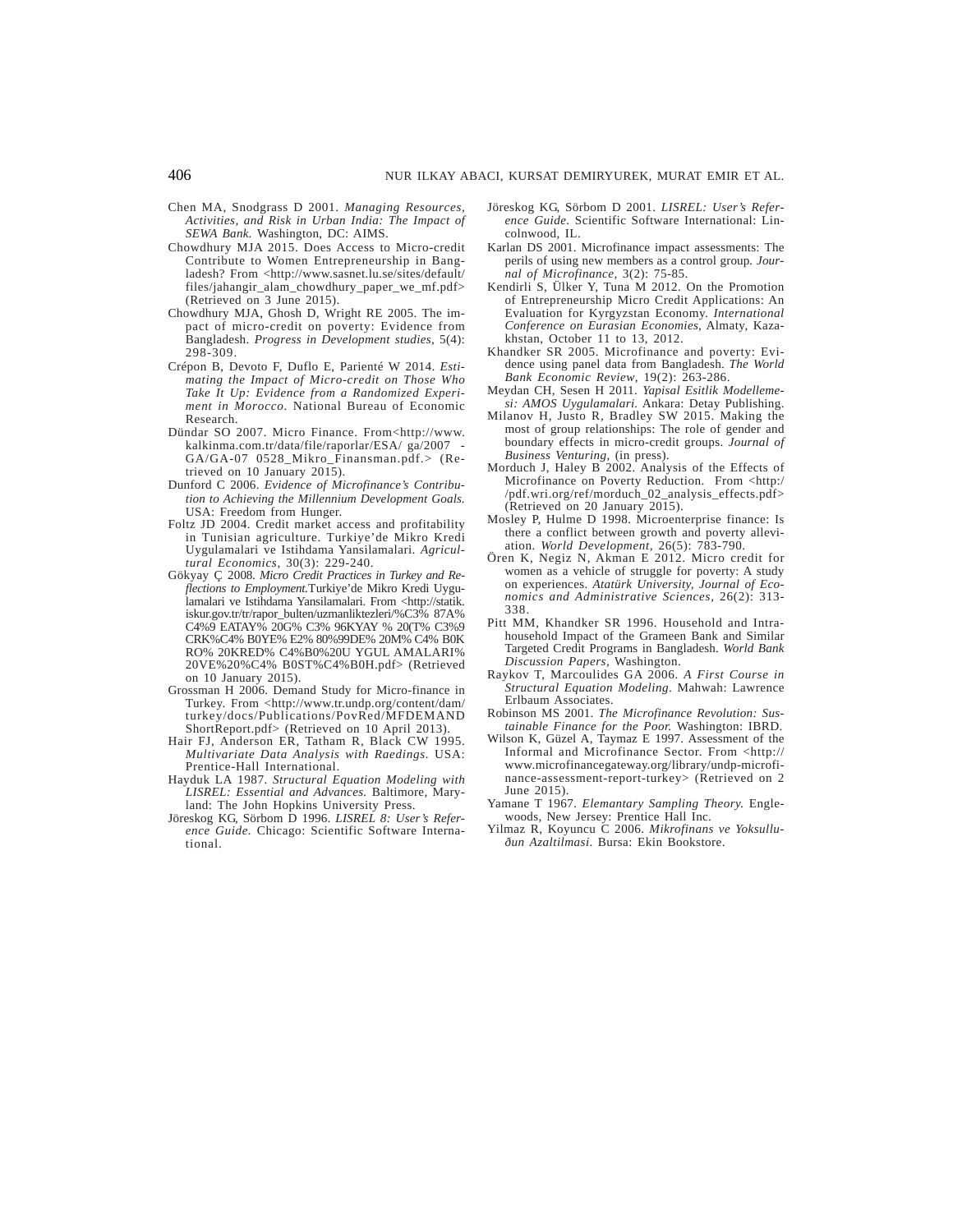Chen MA, Snodgrass D 2001. *Managing Resources, Activities, and Risk in Urban India: The Impact of SEWA Bank.* Washington, DC: AIMS.

Chowdhury MJA 2015. Does Access to Micro-credit Contribute to Women Entrepreneurship in Bangladesh? From <http://www.sasnet.lu.se/sites/default/files/jahangir_alam_chowdhury_paper_we_mf.pdf> (Retrieved on 3 June 2015).

Chowdhury MJA, Ghosh D, Wright RE 2005. The impact of micro-credit on poverty: Evidence from Bangladesh. *Progress in Development studies*, 5(4): 298-309.

Crépon B, Devoto F, Duflo E, Parienté W 2014. *Estimating the Impact of Micro-credit on Those Who Take It Up: Evidence from a Randomized Experiment in Morocco*. National Bureau of Economic Research.

Dündar SO 2007. Micro Finance. From<http://www.kalkinma.com.tr/data/file/raporlar/ESA/ ga/2007 - GA/GA-07 0528_Mikro_Finansman.pdf.> (Retrieved on 10 January 2015).

Dunford C 2006. *Evidence of Microfinance's Contribution to Achieving the Millennium Development Goals.* USA: Freedom from Hunger.

Foltz JD 2004. Credit market access and profitability in Tunisian agriculture. Turkiye'de Mikro Kredi Uygulamalari ve Istihdama Yansilamalari. *Agricultural Economics*, 30(3): 229-240.

Gökyay Ç 2008. *Micro Credit Practices in Turkey and Reflections to Employment.*Turkiye'de Mikro Kredi Uygulamalari ve Istihdama Yansilamalari. From <http://statik.iskur.gov.tr/tr/rapor_bulten/uzmanliktezleri/%C3% 87A% C4%9 EATAY% 20G% C3% 96KYAY % 20(T% C3%9 CRK%C4% B0YE% E2% 80%99DE% 20M% C4% B0K RO% 20KRED% C4%B0%20U YGUL AMALARI% 20VE%20%C4% B0ST%C4%B0H.pdf> (Retrieved on 10 January 2015).

Grossman H 2006. Demand Study for Micro-finance in Turkey. From <http://www.tr.undp.org/content/dam/turkey/docs/Publications/PovRed/MFDEMAND ShortReport.pdf> (Retrieved on 10 April 2013).

Hair FJ, Anderson ER, Tatham R, Black CW 1995. *Multivariate Data Analysis with Raedings*. USA: Prentice-Hall International.

Hayduk LA 1987. *Structural Equation Modeling with LISREL: Essential and Advances.* Baltimore, Maryland: The John Hopkins University Press.

Jöreskog KG, Sörbom D 1996. *LISREL 8: User's Reference Guide.* Chicago: Scientific Software International.

Jöreskog KG, Sörbom D 2001. *LISREL: User's Reference Guide.* Scientific Software International: Lincolnwood, IL.

Karlan DS 2001. Microfinance impact assessments: The perils of using new members as a control group. *Journal of Microfinance*, 3(2): 75-85.

Kendirli S, Ülker Y, Tuna M 2012. On the Promotion of Entrepreneurship Micro Credit Applications: An Evaluation for Kyrgyzstan Economy. *International Conference on Eurasian Economies*, Almaty, Kazakhstan, October 11 to 13, 2012.

Khandker SR 2005. Microfinance and poverty: Evidence using panel data from Bangladesh. *The World Bank Economic Review*, 19(2): 263-286.

Meydan CH, Sesen H 2011. *Yapisal Esitlik Modellemesi: AMOS Uygulamalari.* Ankara: Detay Publishing.

Milanov H, Justo R, Bradley SW 2015. Making the most of group relationships: The role of gender and boundary effects in micro-credit groups. *Journal of Business Venturing*, (in press).

Morduch J, Haley B 2002. Analysis of the Effects of Microfinance on Poverty Reduction. From <http://pdf.wri.org/ref/morduch_02_analysis_effects.pdf> (Retrieved on 20 January 2015).

Mosley P, Hulme D 1998. Microenterprise finance: Is there a conflict between growth and poverty alleviation. *World Development*, 26(5): 783-790.

Ören K, Negiz N, Akman E 2012. Micro credit for women as a vehicle of struggle for poverty: A study on experiences. *Atatürk University, Journal of Economics and Administrative Sciences*, 26(2): 313-338.

Pitt MM, Khandker SR 1996. Household and Intra-household Impact of the Grameen Bank and Similar Targeted Credit Programs in Bangladesh. *World Bank Discussion Papers*, Washington.

Raykov T, Marcoulides GA 2006. *A First Course in Structural Equation Modeling*. Mahwah: Lawrence Erlbaum Associates.

Robinson MS 2001. *The Microfinance Revolution: Sustainable Finance for the Poor.* Washington: IBRD.

Wilson K, Güzel A, Taymaz E 1997. Assessment of the Informal and Microfinance Sector. From <http://www.microfinancegateway.org/library/undp-microfinance-assessment-report-turkey> (Retrieved on 2 June 2015).

Yamane T 1967. *Elemantary Sampling Theory.* Englewoods, New Jersey: Prentice Hall Inc.

Yilmaz R, Koyuncu C 2006. *Mikrofinans ve Yoksulluðun Azaltilmasi.* Bursa: Ekin Bookstore.